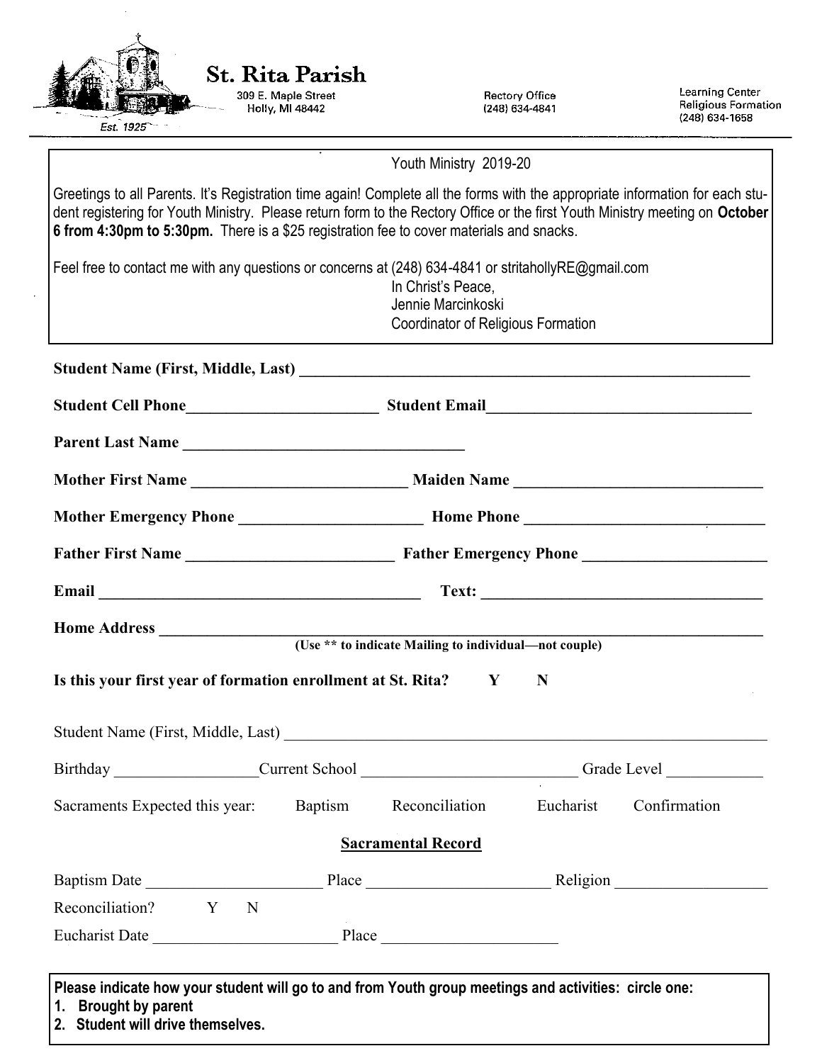# St. Rita Parish

309 E. Maple Street
Holly, MI 48442

Est. 1925

Rectory Office
(248) 634-4841

Learning Center
Religious Formation
(248) 634-1658

---

Youth Ministry 2019-20

Greetings to all Parents. It's Registration time again! Complete all the forms with the appropriate information for each student registering for Youth Ministry. Please return form to the Rectory Office or the first Youth Ministry meeting on **October 6 from 4:30pm to 5:30pm.** There is a $25 registration fee to cover materials and snacks.

Feel free to contact me with any questions or concerns at (248) 634-4841 or stritahollyRE@gmail.com

In Christ's Peace,
Jennie Marcinkoski
Coordinator of Religious Formation

---

**Student Name (First, Middle, Last)** ______________________________

**Student Cell Phone**______________________ **Student Email**______________________________

**Parent Last Name** ______________________________

**Mother First Name** ______________________ **Maiden Name** ______________________

**Mother Emergency Phone** ______________________ **Home Phone** ______________________

**Father First Name** ______________________ **Father Emergency Phone** ______________________

**Email** ______________________________ **Text:** ______________________________

**Home Address** ______________________________________________________________
**(Use ** to indicate Mailing to individual—not couple)**

**Is this your first year of formation enrollment at St. Rita? Y N**

Student Name (First, Middle, Last) ______________________________________________

Birthday ________________Current School ________________________ Grade Level __________

Sacraments Expected this year: Baptism Reconciliation Eucharist Confirmation

**Sacramental Record**

Baptism Date ____________________ Place ____________________ Religion ________________

Reconciliation? Y N

Eucharist Date ____________________ Place ____________________

---

**Please indicate how your student will go to and from Youth group meetings and activities: circle one:**

1. **Brought by parent**
2. **Student will drive themselves.**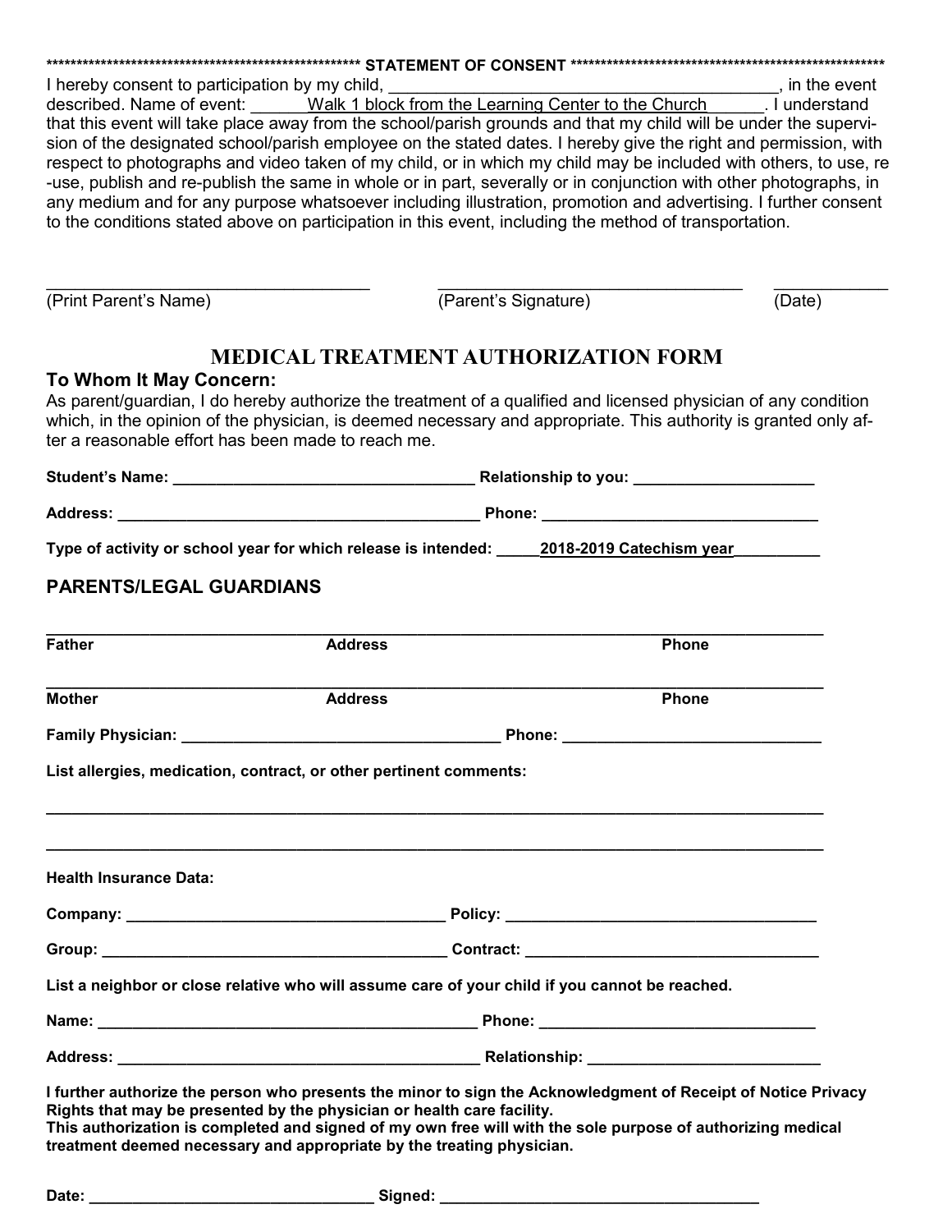**************************************************** STATEMENT OF CONSENT ****************************************************

I hereby consent to participation by my child, ___________________________________________, in the event described. Name of event: ______Walk 1 block from the Learning Center to the Church______. I understand that this event will take place away from the school/parish grounds and that my child will be under the supervision of the designated school/parish employee on the stated dates. I hereby give the right and permission, with respect to photographs and video taken of my child, or in which my child may be included with others, to use, re-use, publish and re-publish the same in whole or in part, severally or in conjunction with other photographs, in any medium and for any purpose whatsoever including illustration, promotion and advertising. I further consent to the conditions stated above on participation in this event, including the method of transportation.

___________________________________ ___________________________________ _____________
(Print Parent's Name) (Parent's Signature) (Date)

## MEDICAL TREATMENT AUTHORIZATION FORM

### To Whom It May Concern:

As parent/guardian, I do hereby authorize the treatment of a qualified and licensed physician of any condition which, in the opinion of the physician, is deemed necessary and appropriate. This authority is granted only after a reasonable effort has been made to reach me.

**Student's Name:** ___________________________________ **Relationship to you:** _____________________

**Address:** ___________________________________________ **Phone:** ________________________________

**Type of activity or school year for which release is intended:** _____2018-2019 Catechism year__________

### PARENTS/LEGAL GUARDIANS

______________________________________________________________________________________
**Father** **Address** **Phone**

______________________________________________________________________________________
**Mother** **Address** **Phone**

**Family Physician:** ______________________________________ **Phone:** ______________________________

**List allergies, medication, contract, or other pertinent comments:**

______________________________________________________________________________________

______________________________________________________________________________________

**Health Insurance Data:**

**Company:** ______________________________________ **Policy:** ____________________________________

**Group:** _________________________________________ **Contract:** __________________________________

**List a neighbor or close relative who will assume care of your child if you cannot be reached.**

**Name:** ____________________________________________ **Phone:** ________________________________

**Address:** __________________________________________ **Relationship:** ___________________________

**I further authorize the person who presents the minor to sign the Acknowledgment of Receipt of Notice Privacy Rights that may be presented by the physician or health care facility.**
**This authorization is completed and signed of my own free will with the sole purpose of authorizing medical treatment deemed necessary and appropriate by the treating physician.**

**Date:** _________________________________ **Signed:** ______________________________________